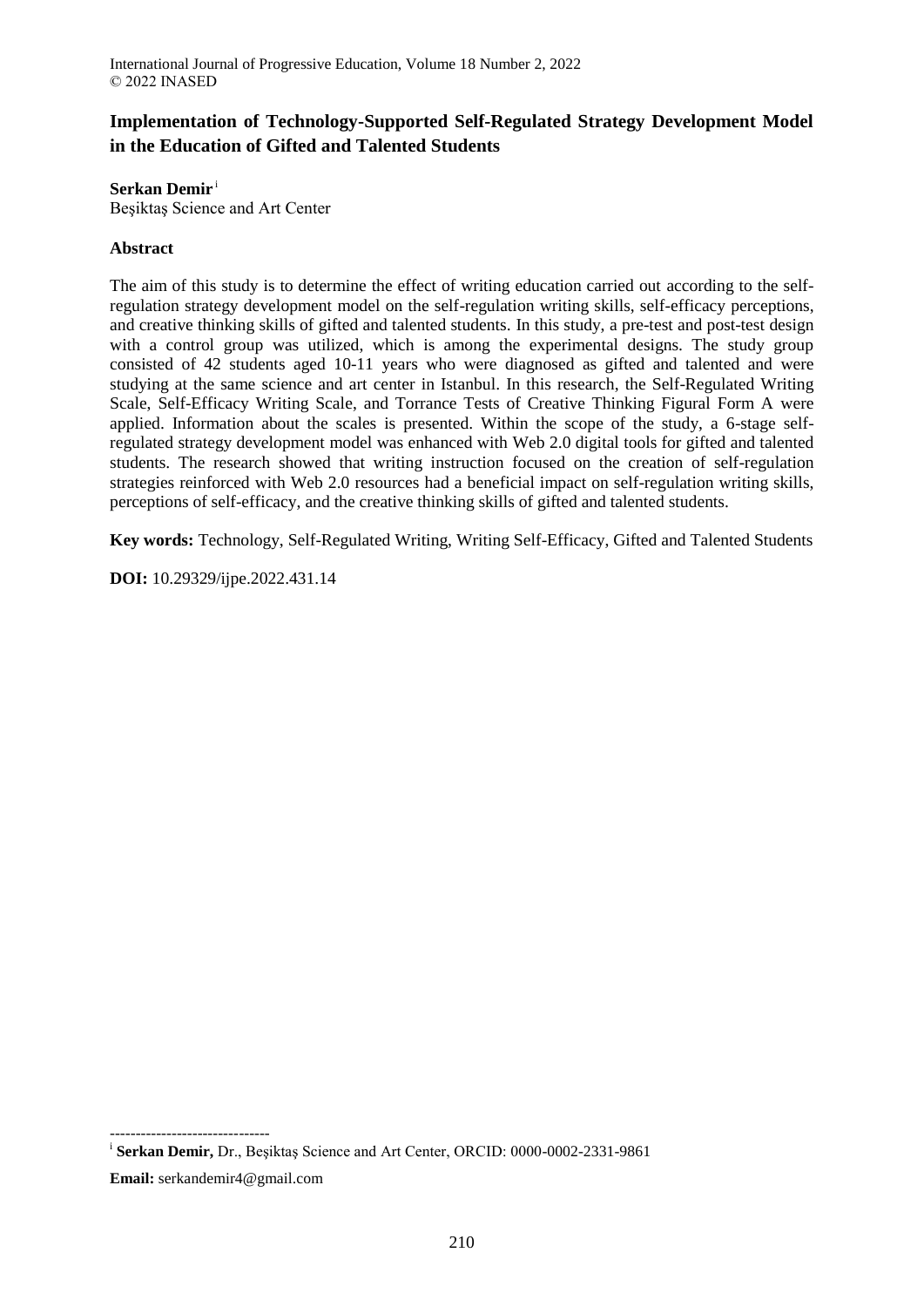# Implementation of Technology-Supported Self-Regulated Strategy Development Model in the Education of Gifted and Talented Students

**Serkan Demir** [i]

Beşiktaş Science and Art Center

## Abstract

The aim of this study is to determine the effect of writing education carried out according to the self-regulation strategy development model on the self-regulation writing skills, self-efficacy perceptions, and creative thinking skills of gifted and talented students. In this study, a pre-test and post-test design with a control group was utilized, which is among the experimental designs. The study group consisted of 42 students aged 10-11 years who were diagnosed as gifted and talented and were studying at the same science and art center in Istanbul. In this research, the Self-Regulated Writing Scale, Self-Efficacy Writing Scale, and Torrance Tests of Creative Thinking Figural Form A were applied. Information about the scales is presented. Within the scope of the study, a 6-stage self-regulated strategy development model was enhanced with Web 2.0 digital tools for gifted and talented students. The research showed that writing instruction focused on the creation of self-regulation strategies reinforced with Web 2.0 resources had a beneficial impact on self-regulation writing skills, perceptions of self-efficacy, and the creative thinking skills of gifted and talented students.

**Key words:** Technology, Self-Regulated Writing, Writing Self-Efficacy, Gifted and Talented Students

**DOI:** 10.29329/ijpe.2022.431.14

-------------------------------

[i] **Serkan Demir,** Dr., Beşiktaş Science and Art Center, ORCID: 0000-0002-2331-9861

**Email:** serkandemir4@gmail.com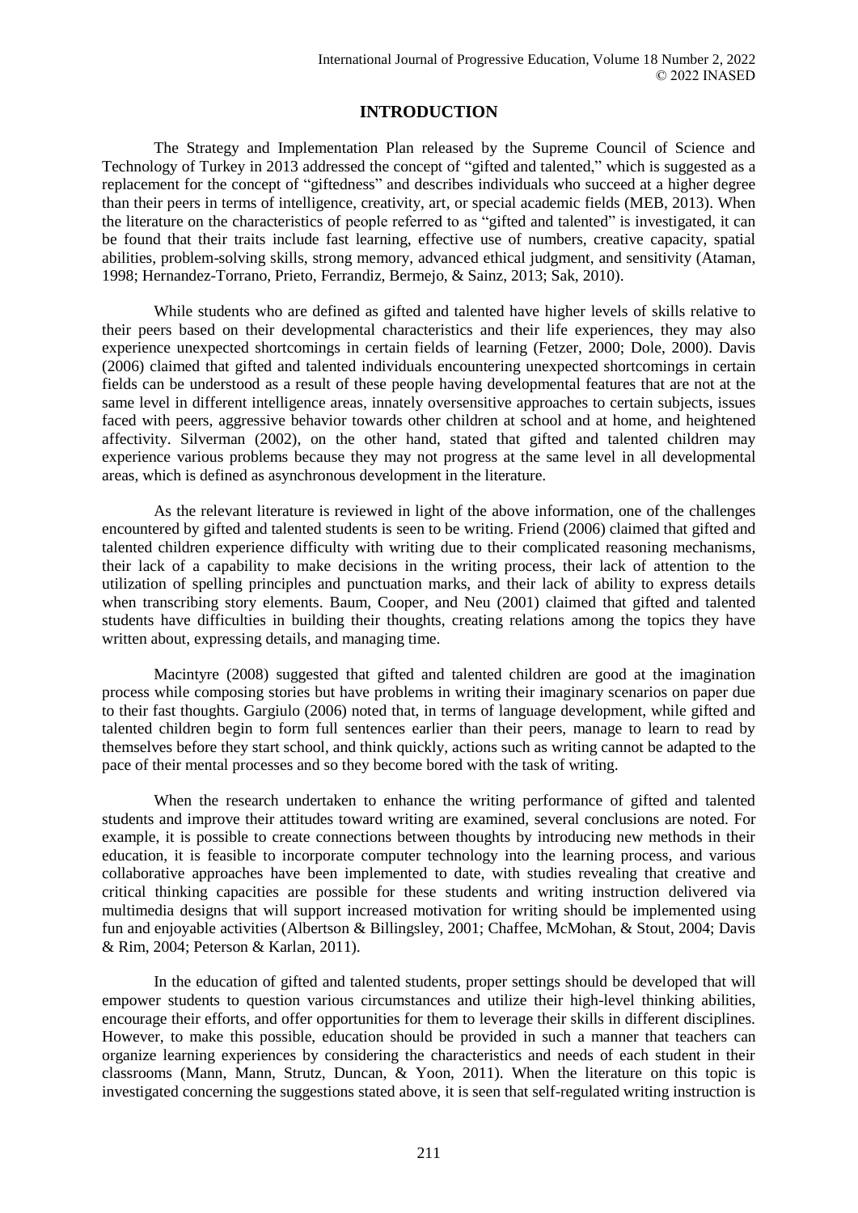## INTRODUCTION

The Strategy and Implementation Plan released by the Supreme Council of Science and Technology of Turkey in 2013 addressed the concept of "gifted and talented," which is suggested as a replacement for the concept of "giftedness" and describes individuals who succeed at a higher degree than their peers in terms of intelligence, creativity, art, or special academic fields (MEB, 2013). When the literature on the characteristics of people referred to as "gifted and talented" is investigated, it can be found that their traits include fast learning, effective use of numbers, creative capacity, spatial abilities, problem-solving skills, strong memory, advanced ethical judgment, and sensitivity (Ataman, 1998; Hernandez-Torrano, Prieto, Ferrandiz, Bermejo, & Sainz, 2013; Sak, 2010).

While students who are defined as gifted and talented have higher levels of skills relative to their peers based on their developmental characteristics and their life experiences, they may also experience unexpected shortcomings in certain fields of learning (Fetzer, 2000; Dole, 2000). Davis (2006) claimed that gifted and talented individuals encountering unexpected shortcomings in certain fields can be understood as a result of these people having developmental features that are not at the same level in different intelligence areas, innately oversensitive approaches to certain subjects, issues faced with peers, aggressive behavior towards other children at school and at home, and heightened affectivity. Silverman (2002), on the other hand, stated that gifted and talented children may experience various problems because they may not progress at the same level in all developmental areas, which is defined as asynchronous development in the literature.

As the relevant literature is reviewed in light of the above information, one of the challenges encountered by gifted and talented students is seen to be writing. Friend (2006) claimed that gifted and talented children experience difficulty with writing due to their complicated reasoning mechanisms, their lack of a capability to make decisions in the writing process, their lack of attention to the utilization of spelling principles and punctuation marks, and their lack of ability to express details when transcribing story elements. Baum, Cooper, and Neu (2001) claimed that gifted and talented students have difficulties in building their thoughts, creating relations among the topics they have written about, expressing details, and managing time.

Macintyre (2008) suggested that gifted and talented children are good at the imagination process while composing stories but have problems in writing their imaginary scenarios on paper due to their fast thoughts. Gargiulo (2006) noted that, in terms of language development, while gifted and talented children begin to form full sentences earlier than their peers, manage to learn to read by themselves before they start school, and think quickly, actions such as writing cannot be adapted to the pace of their mental processes and so they become bored with the task of writing.

When the research undertaken to enhance the writing performance of gifted and talented students and improve their attitudes toward writing are examined, several conclusions are noted. For example, it is possible to create connections between thoughts by introducing new methods in their education, it is feasible to incorporate computer technology into the learning process, and various collaborative approaches have been implemented to date, with studies revealing that creative and critical thinking capacities are possible for these students and writing instruction delivered via multimedia designs that will support increased motivation for writing should be implemented using fun and enjoyable activities (Albertson & Billingsley, 2001; Chaffee, McMohan, & Stout, 2004; Davis & Rim, 2004; Peterson & Karlan, 2011).

In the education of gifted and talented students, proper settings should be developed that will empower students to question various circumstances and utilize their high-level thinking abilities, encourage their efforts, and offer opportunities for them to leverage their skills in different disciplines. However, to make this possible, education should be provided in such a manner that teachers can organize learning experiences by considering the characteristics and needs of each student in their classrooms (Mann, Mann, Strutz, Duncan, & Yoon, 2011). When the literature on this topic is investigated concerning the suggestions stated above, it is seen that self-regulated writing instruction is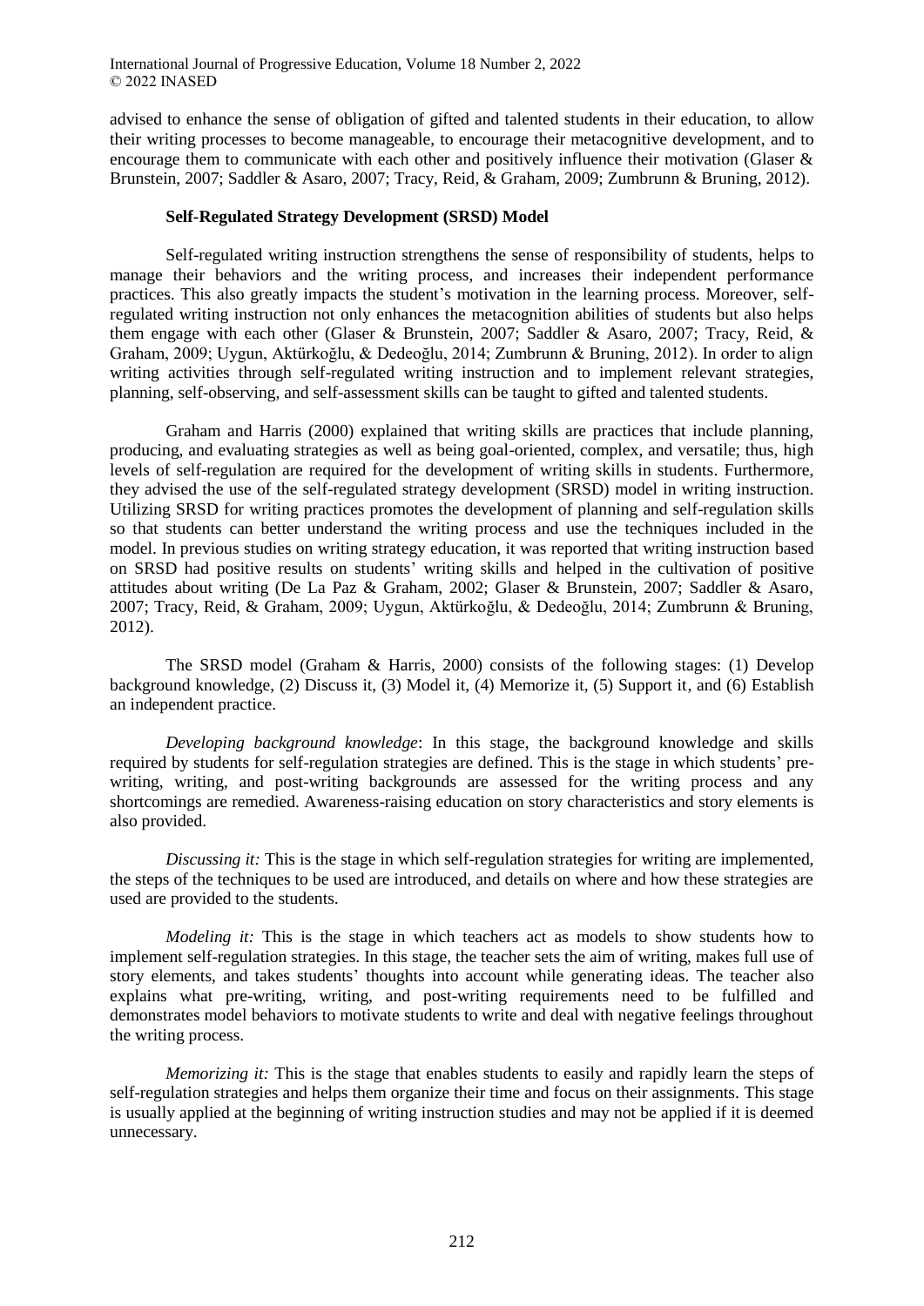advised to enhance the sense of obligation of gifted and talented students in their education, to allow their writing processes to become manageable, to encourage their metacognitive development, and to encourage them to communicate with each other and positively influence their motivation (Glaser & Brunstein, 2007; Saddler & Asaro, 2007; Tracy, Reid, & Graham, 2009; Zumbrunn & Bruning, 2012).

### Self-Regulated Strategy Development (SRSD) Model

Self-regulated writing instruction strengthens the sense of responsibility of students, helps to manage their behaviors and the writing process, and increases their independent performance practices. This also greatly impacts the student's motivation in the learning process. Moreover, self-regulated writing instruction not only enhances the metacognition abilities of students but also helps them engage with each other (Glaser & Brunstein, 2007; Saddler & Asaro, 2007; Tracy, Reid, & Graham, 2009; Uygun, Aktürkoğlu, & Dedeoğlu, 2014; Zumbrunn & Bruning, 2012). In order to align writing activities through self-regulated writing instruction and to implement relevant strategies, planning, self-observing, and self-assessment skills can be taught to gifted and talented students.

Graham and Harris (2000) explained that writing skills are practices that include planning, producing, and evaluating strategies as well as being goal-oriented, complex, and versatile; thus, high levels of self-regulation are required for the development of writing skills in students. Furthermore, they advised the use of the self-regulated strategy development (SRSD) model in writing instruction. Utilizing SRSD for writing practices promotes the development of planning and self-regulation skills so that students can better understand the writing process and use the techniques included in the model. In previous studies on writing strategy education, it was reported that writing instruction based on SRSD had positive results on students' writing skills and helped in the cultivation of positive attitudes about writing (De La Paz & Graham, 2002; Glaser & Brunstein, 2007; Saddler & Asaro, 2007; Tracy, Reid, & Graham, 2009; Uygun, Aktürkoğlu, & Dedeoğlu, 2014; Zumbrunn & Bruning, 2012).

The SRSD model (Graham & Harris, 2000) consists of the following stages: (1) Develop background knowledge, (2) Discuss it, (3) Model it, (4) Memorize it, (5) Support it, and (6) Establish an independent practice.

*Developing background knowledge*: In this stage, the background knowledge and skills required by students for self-regulation strategies are defined. This is the stage in which students' pre-writing, writing, and post-writing backgrounds are assessed for the writing process and any shortcomings are remedied. Awareness-raising education on story characteristics and story elements is also provided.

*Discussing it:* This is the stage in which self-regulation strategies for writing are implemented, the steps of the techniques to be used are introduced, and details on where and how these strategies are used are provided to the students.

*Modeling it:* This is the stage in which teachers act as models to show students how to implement self-regulation strategies. In this stage, the teacher sets the aim of writing, makes full use of story elements, and takes students' thoughts into account while generating ideas. The teacher also explains what pre-writing, writing, and post-writing requirements need to be fulfilled and demonstrates model behaviors to motivate students to write and deal with negative feelings throughout the writing process.

*Memorizing it:* This is the stage that enables students to easily and rapidly learn the steps of self-regulation strategies and helps them organize their time and focus on their assignments. This stage is usually applied at the beginning of writing instruction studies and may not be applied if it is deemed unnecessary.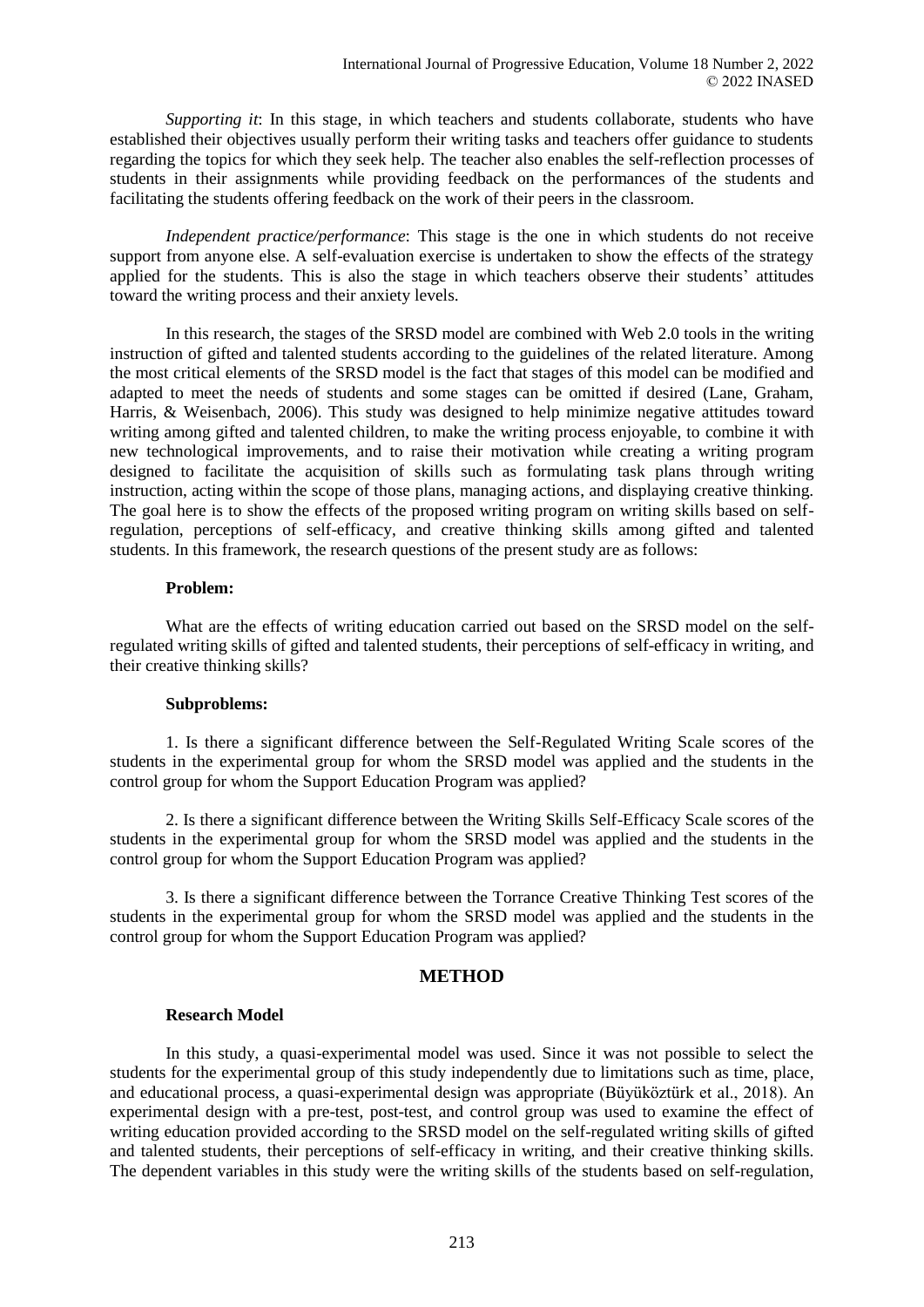*Supporting it*: In this stage, in which teachers and students collaborate, students who have established their objectives usually perform their writing tasks and teachers offer guidance to students regarding the topics for which they seek help. The teacher also enables the self-reflection processes of students in their assignments while providing feedback on the performances of the students and facilitating the students offering feedback on the work of their peers in the classroom.

*Independent practice/performance*: This stage is the one in which students do not receive support from anyone else. A self-evaluation exercise is undertaken to show the effects of the strategy applied for the students. This is also the stage in which teachers observe their students' attitudes toward the writing process and their anxiety levels.

In this research, the stages of the SRSD model are combined with Web 2.0 tools in the writing instruction of gifted and talented students according to the guidelines of the related literature. Among the most critical elements of the SRSD model is the fact that stages of this model can be modified and adapted to meet the needs of students and some stages can be omitted if desired (Lane, Graham, Harris, & Weisenbach, 2006). This study was designed to help minimize negative attitudes toward writing among gifted and talented children, to make the writing process enjoyable, to combine it with new technological improvements, and to raise their motivation while creating a writing program designed to facilitate the acquisition of skills such as formulating task plans through writing instruction, acting within the scope of those plans, managing actions, and displaying creative thinking. The goal here is to show the effects of the proposed writing program on writing skills based on self-regulation, perceptions of self-efficacy, and creative thinking skills among gifted and talented students. In this framework, the research questions of the present study are as follows:

**Problem:**

What are the effects of writing education carried out based on the SRSD model on the self-regulated writing skills of gifted and talented students, their perceptions of self-efficacy in writing, and their creative thinking skills?

**Subproblems:**

1. Is there a significant difference between the Self-Regulated Writing Scale scores of the students in the experimental group for whom the SRSD model was applied and the students in the control group for whom the Support Education Program was applied?

2. Is there a significant difference between the Writing Skills Self-Efficacy Scale scores of the students in the experimental group for whom the SRSD model was applied and the students in the control group for whom the Support Education Program was applied?

3. Is there a significant difference between the Torrance Creative Thinking Test scores of the students in the experimental group for whom the SRSD model was applied and the students in the control group for whom the Support Education Program was applied?

## METHOD

### Research Model

In this study, a quasi-experimental model was used. Since it was not possible to select the students for the experimental group of this study independently due to limitations such as time, place, and educational process, a quasi-experimental design was appropriate (Büyüköztürk et al., 2018). An experimental design with a pre-test, post-test, and control group was used to examine the effect of writing education provided according to the SRSD model on the self-regulated writing skills of gifted and talented students, their perceptions of self-efficacy in writing, and their creative thinking skills. The dependent variables in this study were the writing skills of the students based on self-regulation,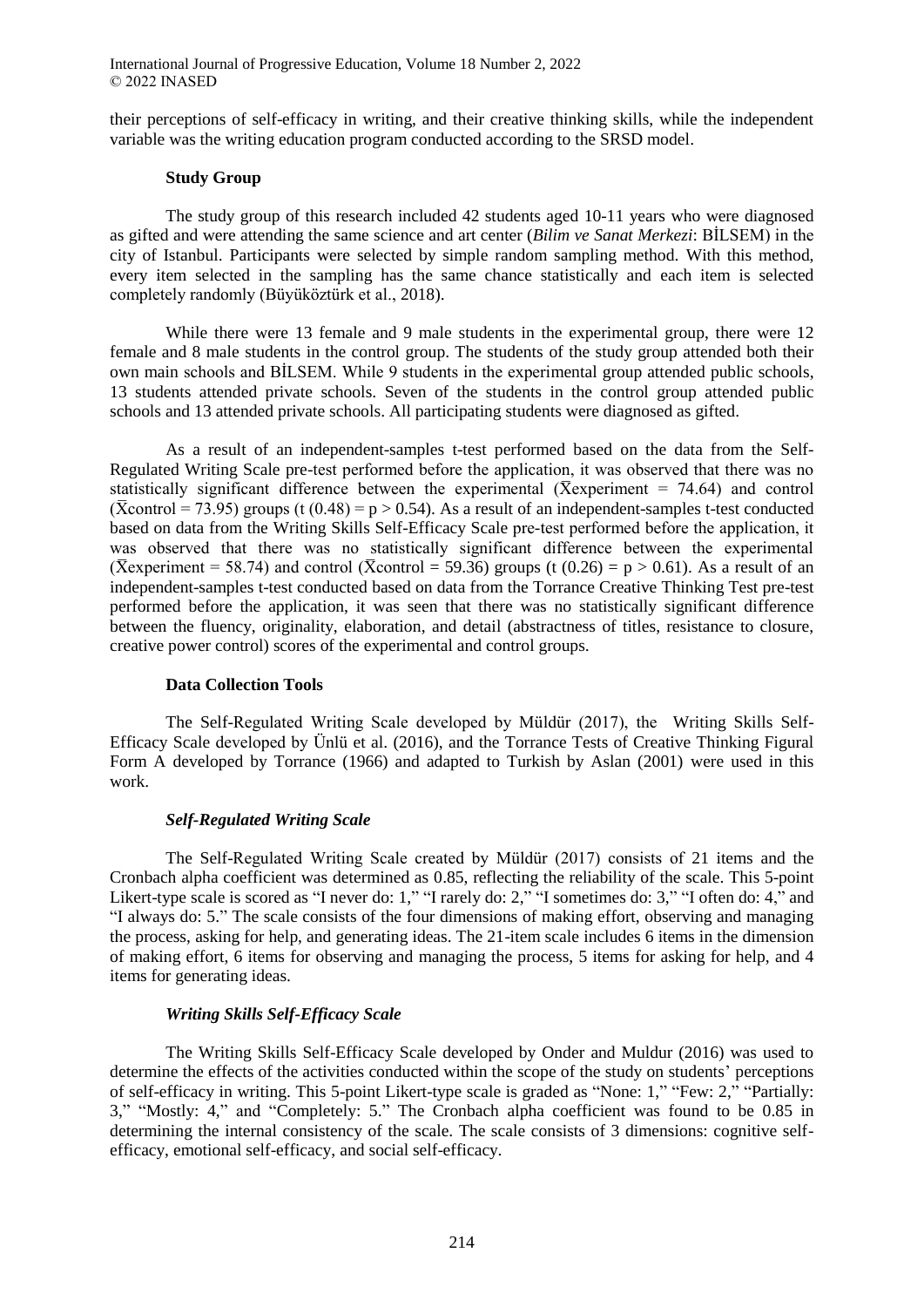their perceptions of self-efficacy in writing, and their creative thinking skills, while the independent variable was the writing education program conducted according to the SRSD model.

### Study Group

The study group of this research included 42 students aged 10-11 years who were diagnosed as gifted and were attending the same science and art center (*Bilim ve Sanat Merkezi*: BİLSEM) in the city of Istanbul. Participants were selected by simple random sampling method. With this method, every item selected in the sampling has the same chance statistically and each item is selected completely randomly (Büyüköztürk et al., 2018).

While there were 13 female and 9 male students in the experimental group, there were 12 female and 8 male students in the control group. The students of the study group attended both their own main schools and BİLSEM. While 9 students in the experimental group attended public schools, 13 students attended private schools. Seven of the students in the control group attended public schools and 13 attended private schools. All participating students were diagnosed as gifted.

As a result of an independent-samples t-test performed based on the data from the Self-Regulated Writing Scale pre-test performed before the application, it was observed that there was no statistically significant difference between the experimental ($\bar{X}_{experiment} = 74.64$) and control ($\bar{X}_{control} = 73.95$) groups ($t (0.48) = p > 0.54$). As a result of an independent-samples t-test conducted based on data from the Writing Skills Self-Efficacy Scale pre-test performed before the application, it was observed that there was no statistically significant difference between the experimental ($\bar{X}_{experiment} = 58.74$) and control ($\bar{X}_{control} = 59.36$) groups ($t (0.26) = p > 0.61$). As a result of an independent-samples t-test conducted based on data from the Torrance Creative Thinking Test pre-test performed before the application, it was seen that there was no statistically significant difference between the fluency, originality, elaboration, and detail (abstractness of titles, resistance to closure, creative power control) scores of the experimental and control groups.

### Data Collection Tools

The Self-Regulated Writing Scale developed by Müldür (2017), the Writing Skills Self-Efficacy Scale developed by Ünlü et al. (2016), and the Torrance Tests of Creative Thinking Figural Form A developed by Torrance (1966) and adapted to Turkish by Aslan (2001) were used in this work.

#### *Self-Regulated Writing Scale*

The Self-Regulated Writing Scale created by Müldür (2017) consists of 21 items and the Cronbach alpha coefficient was determined as 0.85, reflecting the reliability of the scale. This 5-point Likert-type scale is scored as "I never do: 1," "I rarely do: 2," "I sometimes do: 3," "I often do: 4," and "I always do: 5." The scale consists of the four dimensions of making effort, observing and managing the process, asking for help, and generating ideas. The 21-item scale includes 6 items in the dimension of making effort, 6 items for observing and managing the process, 5 items for asking for help, and 4 items for generating ideas.

#### *Writing Skills Self-Efficacy Scale*

The Writing Skills Self-Efficacy Scale developed by Onder and Muldur (2016) was used to determine the effects of the activities conducted within the scope of the study on students' perceptions of self-efficacy in writing. This 5-point Likert-type scale is graded as "None: 1," "Few: 2," "Partially: 3," "Mostly: 4," and "Completely: 5." The Cronbach alpha coefficient was found to be 0.85 in determining the internal consistency of the scale. The scale consists of 3 dimensions: cognitive self-efficacy, emotional self-efficacy, and social self-efficacy.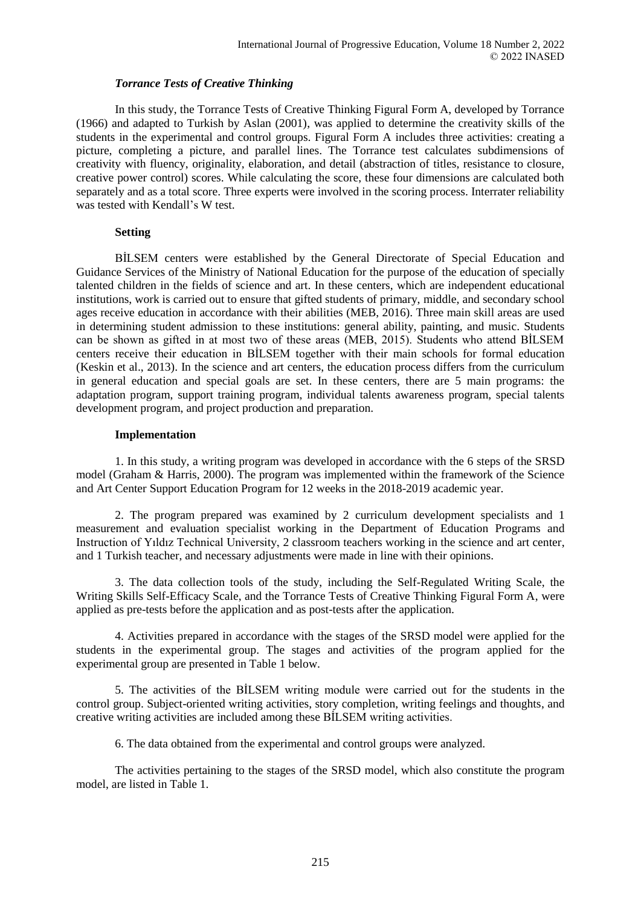### *Torrance Tests of Creative Thinking*

In this study, the Torrance Tests of Creative Thinking Figural Form A, developed by Torrance (1966) and adapted to Turkish by Aslan (2001), was applied to determine the creativity skills of the students in the experimental and control groups. Figural Form A includes three activities: creating a picture, completing a picture, and parallel lines. The Torrance test calculates subdimensions of creativity with fluency, originality, elaboration, and detail (abstraction of titles, resistance to closure, creative power control) scores. While calculating the score, these four dimensions are calculated both separately and as a total score. Three experts were involved in the scoring process. Interrater reliability was tested with Kendall's W test.

### **Setting**

BİLSEM centers were established by the General Directorate of Special Education and Guidance Services of the Ministry of National Education for the purpose of the education of specially talented children in the fields of science and art. In these centers, which are independent educational institutions, work is carried out to ensure that gifted students of primary, middle, and secondary school ages receive education in accordance with their abilities (MEB, 2016). Three main skill areas are used in determining student admission to these institutions: general ability, painting, and music. Students can be shown as gifted in at most two of these areas (MEB, 2015). Students who attend BİLSEM centers receive their education in BİLSEM together with their main schools for formal education (Keskin et al., 2013). In the science and art centers, the education process differs from the curriculum in general education and special goals are set. In these centers, there are 5 main programs: the adaptation program, support training program, individual talents awareness program, special talents development program, and project production and preparation.

### **Implementation**

1. In this study, a writing program was developed in accordance with the 6 steps of the SRSD model (Graham & Harris, 2000). The program was implemented within the framework of the Science and Art Center Support Education Program for 12 weeks in the 2018-2019 academic year.

2. The program prepared was examined by 2 curriculum development specialists and 1 measurement and evaluation specialist working in the Department of Education Programs and Instruction of Yıldız Technical University, 2 classroom teachers working in the science and art center, and 1 Turkish teacher, and necessary adjustments were made in line with their opinions.

3. The data collection tools of the study, including the Self-Regulated Writing Scale, the Writing Skills Self-Efficacy Scale, and the Torrance Tests of Creative Thinking Figural Form A, were applied as pre-tests before the application and as post-tests after the application.

4. Activities prepared in accordance with the stages of the SRSD model were applied for the students in the experimental group. The stages and activities of the program applied for the experimental group are presented in Table 1 below.

5. The activities of the BİLSEM writing module were carried out for the students in the control group. Subject-oriented writing activities, story completion, writing feelings and thoughts, and creative writing activities are included among these BİLSEM writing activities.

6. The data obtained from the experimental and control groups were analyzed.

The activities pertaining to the stages of the SRSD model, which also constitute the program model, are listed in Table 1.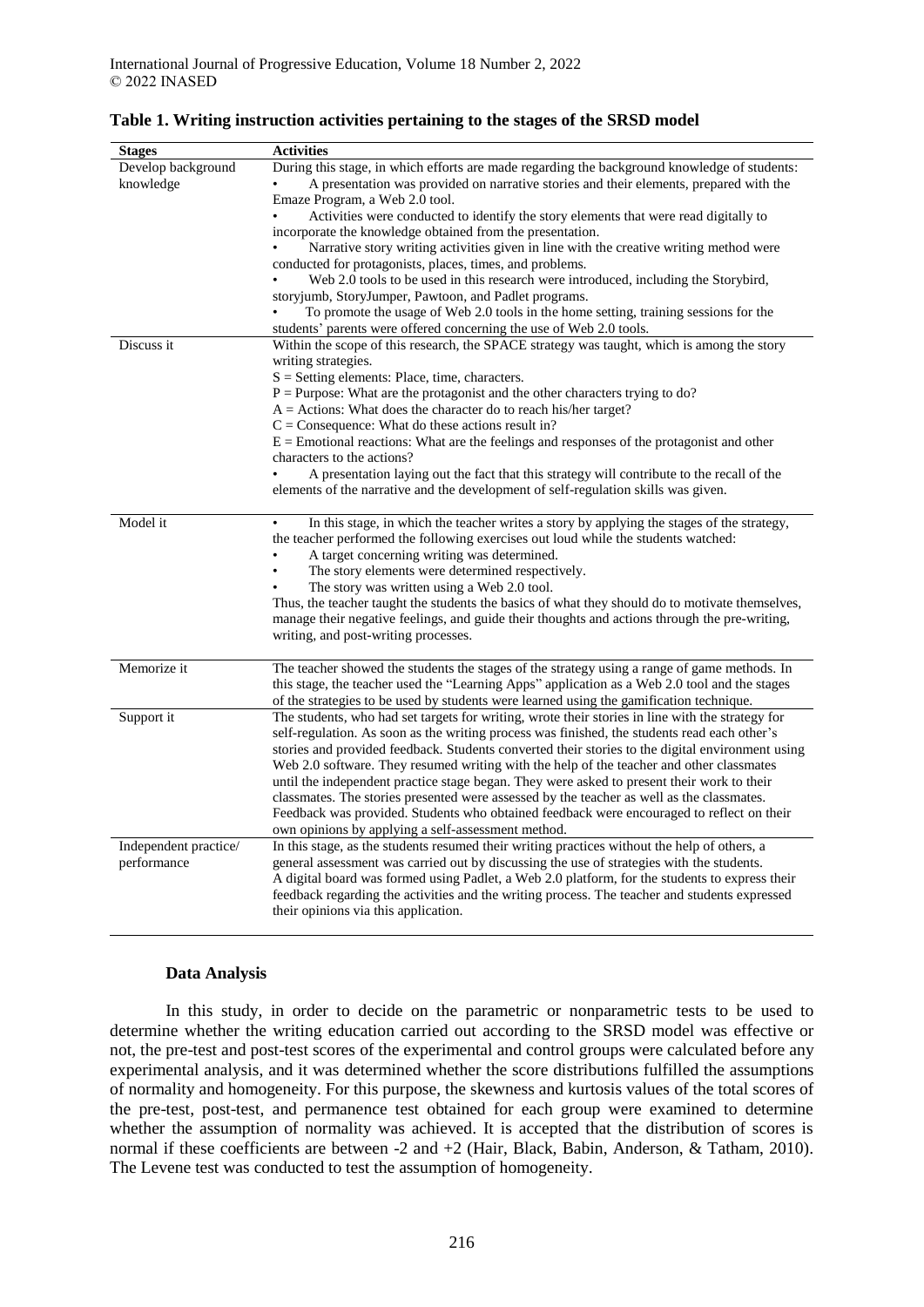**Table 1. Writing instruction activities pertaining to the stages of the SRSD model**

| Stages | Activities |
|---|---|
| Develop background knowledge | During this stage, in which efforts are made regarding the background knowledge of students: • A presentation was provided on narrative stories and their elements, prepared with the Emaze Program, a Web 2.0 tool. • Activities were conducted to identify the story elements that were read digitally to incorporate the knowledge obtained from the presentation. • Narrative story writing activities given in line with the creative writing method were conducted for protagonists, places, times, and problems. • Web 2.0 tools to be used in this research were introduced, including the Storybird, storyjumb, StoryJumper, Pawtoon, and Padlet programs. • To promote the usage of Web 2.0 tools in the home setting, training sessions for the students' parents were offered concerning the use of Web 2.0 tools. |
| Discuss it | Within the scope of this research, the SPACE strategy was taught, which is among the story writing strategies. S = Setting elements: Place, time, characters. P = Purpose: What are the protagonist and the other characters trying to do? A = Actions: What does the character do to reach his/her target? C = Consequence: What do these actions result in? E = Emotional reactions: What are the feelings and responses of the protagonist and other characters to the actions? • A presentation laying out the fact that this strategy will contribute to the recall of the elements of the narrative and the development of self-regulation skills was given. |
| Model it | • In this stage, in which the teacher writes a story by applying the stages of the strategy, the teacher performed the following exercises out loud while the students watched: • A target concerning writing was determined. • The story elements were determined respectively. • The story was written using a Web 2.0 tool. Thus, the teacher taught the students the basics of what they should do to motivate themselves, manage their negative feelings, and guide their thoughts and actions through the pre-writing, writing, and post-writing processes. |
| Memorize it | The teacher showed the students the stages of the strategy using a range of game methods. In this stage, the teacher used the "Learning Apps" application as a Web 2.0 tool and the stages of the strategies to be used by students were learned using the gamification technique. |
| Support it | The students, who had set targets for writing, wrote their stories in line with the strategy for self-regulation. As soon as the writing process was finished, the students read each other's stories and provided feedback. Students converted their stories to the digital environment using Web 2.0 software. They resumed writing with the help of the teacher and other classmates until the independent practice stage began. They were asked to present their work to their classmates. The stories presented were assessed by the teacher as well as the classmates. Feedback was provided. Students who obtained feedback were encouraged to reflect on their own opinions by applying a self-assessment method. |
| Independent practice/ performance | In this stage, as the students resumed their writing practices without the help of others, a general assessment was carried out by discussing the use of strategies with the students. A digital board was formed using Padlet, a Web 2.0 platform, for the students to express their feedback regarding the activities and the writing process. The teacher and students expressed their opinions via this application. |

### Data Analysis

In this study, in order to decide on the parametric or nonparametric tests to be used to determine whether the writing education carried out according to the SRSD model was effective or not, the pre-test and post-test scores of the experimental and control groups were calculated before any experimental analysis, and it was determined whether the score distributions fulfilled the assumptions of normality and homogeneity. For this purpose, the skewness and kurtosis values of the total scores of the pre-test, post-test, and permanence test obtained for each group were examined to determine whether the assumption of normality was achieved. It is accepted that the distribution of scores is normal if these coefficients are between -2 and +2 (Hair, Black, Babin, Anderson, & Tatham, 2010). The Levene test was conducted to test the assumption of homogeneity.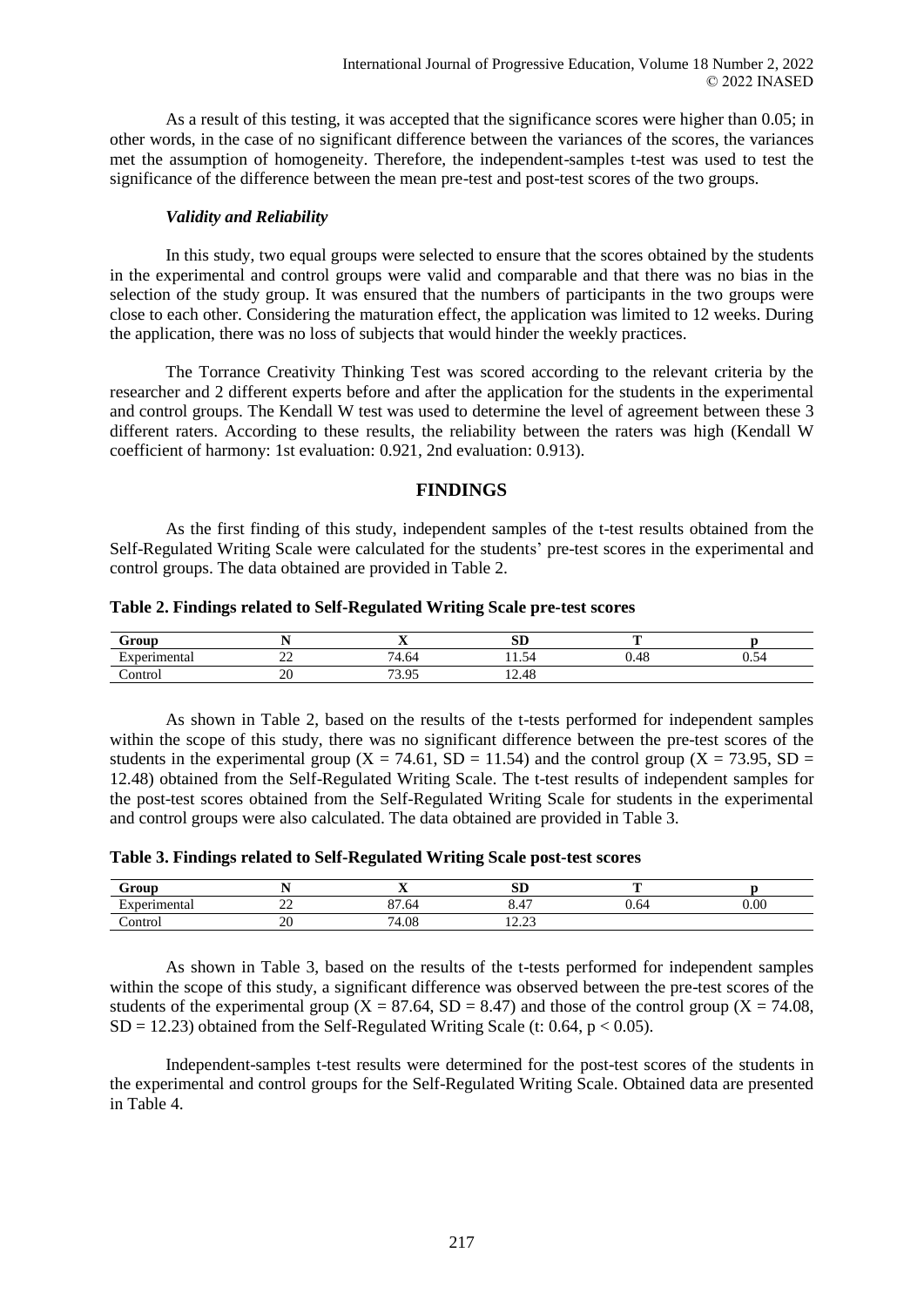As a result of this testing, it was accepted that the significance scores were higher than 0.05; in other words, in the case of no significant difference between the variances of the scores, the variances met the assumption of homogeneity. Therefore, the independent-samples t-test was used to test the significance of the difference between the mean pre-test and post-test scores of the two groups.

#### *Validity and Reliability*

In this study, two equal groups were selected to ensure that the scores obtained by the students in the experimental and control groups were valid and comparable and that there was no bias in the selection of the study group. It was ensured that the numbers of participants in the two groups were close to each other. Considering the maturation effect, the application was limited to 12 weeks. During the application, there was no loss of subjects that would hinder the weekly practices.

The Torrance Creativity Thinking Test was scored according to the relevant criteria by the researcher and 2 different experts before and after the application for the students in the experimental and control groups. The Kendall W test was used to determine the level of agreement between these 3 different raters. According to these results, the reliability between the raters was high (Kendall W coefficient of harmony: 1st evaluation: 0.921, 2nd evaluation: 0.913).

## FINDINGS

As the first finding of this study, independent samples of the t-test results obtained from the Self-Regulated Writing Scale were calculated for the students' pre-test scores in the experimental and control groups. The data obtained are provided in Table 2.

**Table 2. Findings related to Self-Regulated Writing Scale pre-test scores**

| Group | N | X | SD | T | p |
|---|---|---|---|---|---|
| Experimental | 22 | 74.64 | 11.54 | 0.48 | 0.54 |
| Control | 20 | 73.95 | 12.48 | | |

As shown in Table 2, based on the results of the t-tests performed for independent samples within the scope of this study, there was no significant difference between the pre-test scores of the students in the experimental group (X = 74.61, SD = 11.54) and the control group (X = 73.95, SD = 12.48) obtained from the Self-Regulated Writing Scale. The t-test results of independent samples for the post-test scores obtained from the Self-Regulated Writing Scale for students in the experimental and control groups were also calculated. The data obtained are provided in Table 3.

**Table 3. Findings related to Self-Regulated Writing Scale post-test scores**

| Group | N | X | SD | T | p |
|---|---|---|---|---|---|
| Experimental | 22 | 87.64 | 8.47 | 0.64 | 0.00 |
| Control | 20 | 74.08 | 12.23 | | |

As shown in Table 3, based on the results of the t-tests performed for independent samples within the scope of this study, a significant difference was observed between the pre-test scores of the students of the experimental group (X = 87.64, SD = 8.47) and those of the control group (X = 74.08, SD = 12.23) obtained from the Self-Regulated Writing Scale (t: 0.64, $p < 0.05$).

Independent-samples t-test results were determined for the post-test scores of the students in the experimental and control groups for the Self-Regulated Writing Scale. Obtained data are presented in Table 4.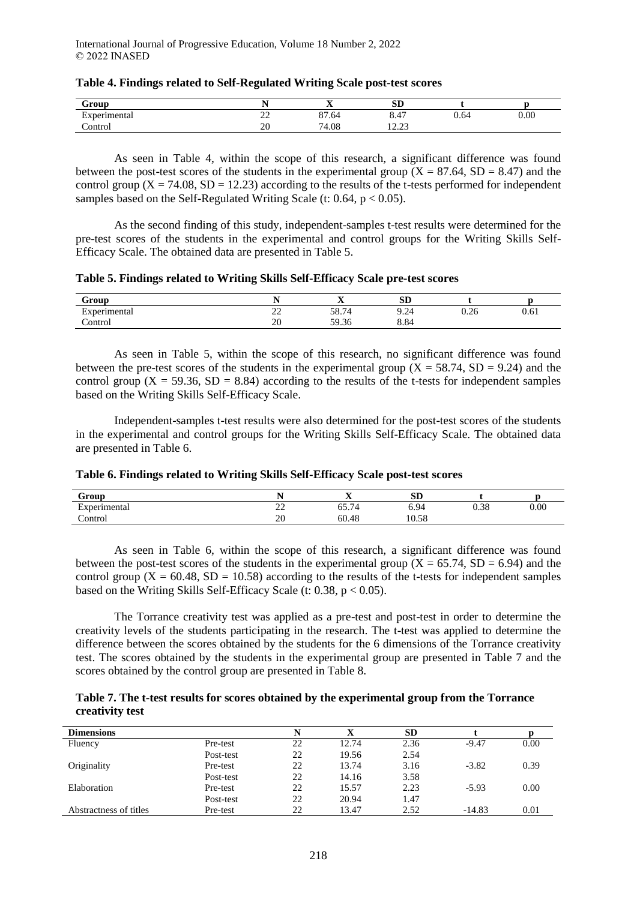**Table 4. Findings related to Self-Regulated Writing Scale post-test scores**

| Group | N | X | SD | t | p |
|---|---|---|---|---|---|
| Experimental | 22 | 87.64 | 8.47 | 0.64 | 0.00 |
| Control | 20 | 74.08 | 12.23 | | |

As seen in Table 4, within the scope of this research, a significant difference was found between the post-test scores of the students in the experimental group (X = 87.64, SD = 8.47) and the control group (X = 74.08, SD = 12.23) according to the results of the t-tests performed for independent samples based on the Self-Regulated Writing Scale (t: 0.64, $p < 0.05$).

As the second finding of this study, independent-samples t-test results were determined for the pre-test scores of the students in the experimental and control groups for the Writing Skills Self-Efficacy Scale. The obtained data are presented in Table 5.

**Table 5. Findings related to Writing Skills Self-Efficacy Scale pre-test scores**

| Group | N | X | SD | t | p |
|---|---|---|---|---|---|
| Experimental | 22 | 58.74 | 9.24 | 0.26 | 0.61 |
| Control | 20 | 59.36 | 8.84 | | |

As seen in Table 5, within the scope of this research, no significant difference was found between the pre-test scores of the students in the experimental group (X = 58.74, SD = 9.24) and the control group (X = 59.36, SD = 8.84) according to the results of the t-tests for independent samples based on the Writing Skills Self-Efficacy Scale.

Independent-samples t-test results were also determined for the post-test scores of the students in the experimental and control groups for the Writing Skills Self-Efficacy Scale. The obtained data are presented in Table 6.

**Table 6. Findings related to Writing Skills Self-Efficacy Scale post-test scores**

| Group | N | X | SD | t | p |
|---|---|---|---|---|---|
| Experimental | 22 | 65.74 | 6.94 | 0.38 | 0.00 |
| Control | 20 | 60.48 | 10.58 | | |

As seen in Table 6, within the scope of this research, a significant difference was found between the post-test scores of the students in the experimental group (X = 65.74, SD = 6.94) and the control group (X = 60.48, SD = 10.58) according to the results of the t-tests for independent samples based on the Writing Skills Self-Efficacy Scale (t: 0.38, $p < 0.05$).

The Torrance creativity test was applied as a pre-test and post-test in order to determine the creativity levels of the students participating in the research. The t-test was applied to determine the difference between the scores obtained by the students for the 6 dimensions of the Torrance creativity test. The scores obtained by the students in the experimental group are presented in Table 7 and the scores obtained by the control group are presented in Table 8.

**Table 7. The t-test results for scores obtained by the experimental group from the Torrance creativity test**

| Dimensions | | N | X | SD | t | p |
|---|---|---|---|---|---|---|
| Fluency | Pre-test | 22 | 12.74 | 2.36 | -9.47 | 0.00 |
| | Post-test | 22 | 19.56 | 2.54 | | |
| Originality | Pre-test | 22 | 13.74 | 3.16 | -3.82 | 0.39 |
| | Post-test | 22 | 14.16 | 3.58 | | |
| Elaboration | Pre-test | 22 | 15.57 | 2.23 | -5.93 | 0.00 |
| | Post-test | 22 | 20.94 | 1.47 | | |
| Abstractness of titles | Pre-test | 22 | 13.47 | 2.52 | -14.83 | 0.01 |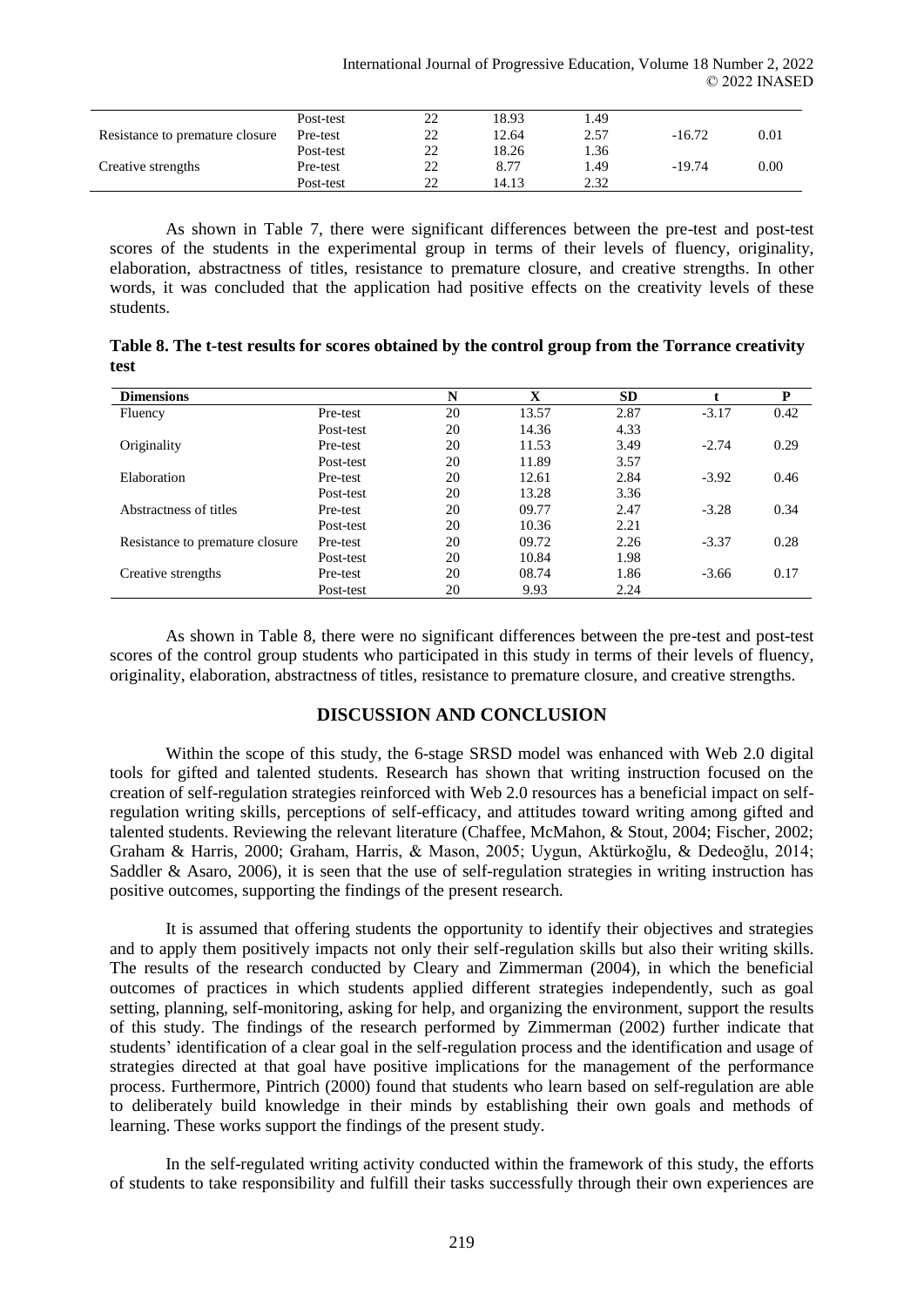|  |  |  |  |  |  |  |
|---|---|---|---|---|---|---|
|  | Post-test | 22 | 18.93 | 1.49 |  |  |
| Resistance to premature closure | Pre-test | 22 | 12.64 | 2.57 | -16.72 | 0.01 |
|  | Post-test | 22 | 18.26 | 1.36 |  |  |
| Creative strengths | Pre-test | 22 | 8.77 | 1.49 | -19.74 | 0.00 |
|  | Post-test | 22 | 14.13 | 2.32 |  |  |

As shown in Table 7, there were significant differences between the pre-test and post-test scores of the students in the experimental group in terms of their levels of fluency, originality, elaboration, abstractness of titles, resistance to premature closure, and creative strengths. In other words, it was concluded that the application had positive effects on the creativity levels of these students.

**Table 8. The t-test results for scores obtained by the control group from the Torrance creativity test**

| Dimensions |  | N | X | SD | t | P |
|---|---|---|---|---|---|---|
| Fluency | Pre-test | 20 | 13.57 | 2.87 | -3.17 | 0.42 |
|  | Post-test | 20 | 14.36 | 4.33 |  |  |
| Originality | Pre-test | 20 | 11.53 | 3.49 | -2.74 | 0.29 |
|  | Post-test | 20 | 11.89 | 3.57 |  |  |
| Elaboration | Pre-test | 20 | 12.61 | 2.84 | -3.92 | 0.46 |
|  | Post-test | 20 | 13.28 | 3.36 |  |  |
| Abstractness of titles | Pre-test | 20 | 09.77 | 2.47 | -3.28 | 0.34 |
|  | Post-test | 20 | 10.36 | 2.21 |  |  |
| Resistance to premature closure | Pre-test | 20 | 09.72 | 2.26 | -3.37 | 0.28 |
|  | Post-test | 20 | 10.84 | 1.98 |  |  |
| Creative strengths | Pre-test | 20 | 08.74 | 1.86 | -3.66 | 0.17 |
|  | Post-test | 20 | 9.93 | 2.24 |  |  |

As shown in Table 8, there were no significant differences between the pre-test and post-test scores of the control group students who participated in this study in terms of their levels of fluency, originality, elaboration, abstractness of titles, resistance to premature closure, and creative strengths.

## DISCUSSION AND CONCLUSION

Within the scope of this study, the 6-stage SRSD model was enhanced with Web 2.0 digital tools for gifted and talented students. Research has shown that writing instruction focused on the creation of self-regulation strategies reinforced with Web 2.0 resources has a beneficial impact on self-regulation writing skills, perceptions of self-efficacy, and attitudes toward writing among gifted and talented students. Reviewing the relevant literature (Chaffee, McMahon, & Stout, 2004; Fischer, 2002; Graham & Harris, 2000; Graham, Harris, & Mason, 2005; Uygun, Aktürkoğlu, & Dedeoğlu, 2014; Saddler & Asaro, 2006), it is seen that the use of self-regulation strategies in writing instruction has positive outcomes, supporting the findings of the present research.

It is assumed that offering students the opportunity to identify their objectives and strategies and to apply them positively impacts not only their self-regulation skills but also their writing skills. The results of the research conducted by Cleary and Zimmerman (2004), in which the beneficial outcomes of practices in which students applied different strategies independently, such as goal setting, planning, self-monitoring, asking for help, and organizing the environment, support the results of this study. The findings of the research performed by Zimmerman (2002) further indicate that students' identification of a clear goal in the self-regulation process and the identification and usage of strategies directed at that goal have positive implications for the management of the performance process. Furthermore, Pintrich (2000) found that students who learn based on self-regulation are able to deliberately build knowledge in their minds by establishing their own goals and methods of learning. These works support the findings of the present study.

In the self-regulated writing activity conducted within the framework of this study, the efforts of students to take responsibility and fulfill their tasks successfully through their own experiences are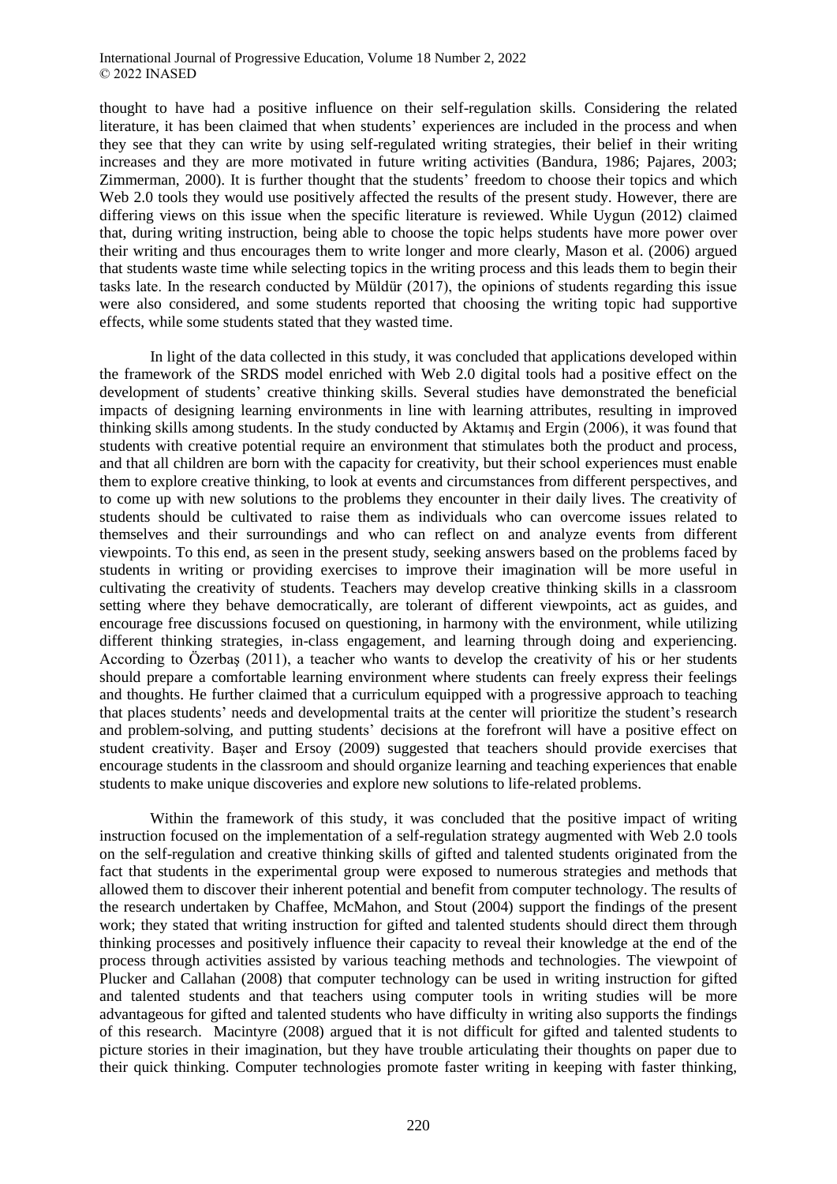thought to have had a positive influence on their self-regulation skills. Considering the related literature, it has been claimed that when students' experiences are included in the process and when they see that they can write by using self-regulated writing strategies, their belief in their writing increases and they are more motivated in future writing activities (Bandura, 1986; Pajares, 2003; Zimmerman, 2000). It is further thought that the students' freedom to choose their topics and which Web 2.0 tools they would use positively affected the results of the present study. However, there are differing views on this issue when the specific literature is reviewed. While Uygun (2012) claimed that, during writing instruction, being able to choose the topic helps students have more power over their writing and thus encourages them to write longer and more clearly, Mason et al. (2006) argued that students waste time while selecting topics in the writing process and this leads them to begin their tasks late. In the research conducted by Müldür (2017), the opinions of students regarding this issue were also considered, and some students reported that choosing the writing topic had supportive effects, while some students stated that they wasted time.

In light of the data collected in this study, it was concluded that applications developed within the framework of the SRDS model enriched with Web 2.0 digital tools had a positive effect on the development of students' creative thinking skills. Several studies have demonstrated the beneficial impacts of designing learning environments in line with learning attributes, resulting in improved thinking skills among students. In the study conducted by Aktamış and Ergin (2006), it was found that students with creative potential require an environment that stimulates both the product and process, and that all children are born with the capacity for creativity, but their school experiences must enable them to explore creative thinking, to look at events and circumstances from different perspectives, and to come up with new solutions to the problems they encounter in their daily lives. The creativity of students should be cultivated to raise them as individuals who can overcome issues related to themselves and their surroundings and who can reflect on and analyze events from different viewpoints. To this end, as seen in the present study, seeking answers based on the problems faced by students in writing or providing exercises to improve their imagination will be more useful in cultivating the creativity of students. Teachers may develop creative thinking skills in a classroom setting where they behave democratically, are tolerant of different viewpoints, act as guides, and encourage free discussions focused on questioning, in harmony with the environment, while utilizing different thinking strategies, in-class engagement, and learning through doing and experiencing. According to Özerbaş (2011), a teacher who wants to develop the creativity of his or her students should prepare a comfortable learning environment where students can freely express their feelings and thoughts. He further claimed that a curriculum equipped with a progressive approach to teaching that places students' needs and developmental traits at the center will prioritize the student's research and problem-solving, and putting students' decisions at the forefront will have a positive effect on student creativity. Başer and Ersoy (2009) suggested that teachers should provide exercises that encourage students in the classroom and should organize learning and teaching experiences that enable students to make unique discoveries and explore new solutions to life-related problems.

Within the framework of this study, it was concluded that the positive impact of writing instruction focused on the implementation of a self-regulation strategy augmented with Web 2.0 tools on the self-regulation and creative thinking skills of gifted and talented students originated from the fact that students in the experimental group were exposed to numerous strategies and methods that allowed them to discover their inherent potential and benefit from computer technology. The results of the research undertaken by Chaffee, McMahon, and Stout (2004) support the findings of the present work; they stated that writing instruction for gifted and talented students should direct them through thinking processes and positively influence their capacity to reveal their knowledge at the end of the process through activities assisted by various teaching methods and technologies. The viewpoint of Plucker and Callahan (2008) that computer technology can be used in writing instruction for gifted and talented students and that teachers using computer tools in writing studies will be more advantageous for gifted and talented students who have difficulty in writing also supports the findings of this research. Macintyre (2008) argued that it is not difficult for gifted and talented students to picture stories in their imagination, but they have trouble articulating their thoughts on paper due to their quick thinking. Computer technologies promote faster writing in keeping with faster thinking,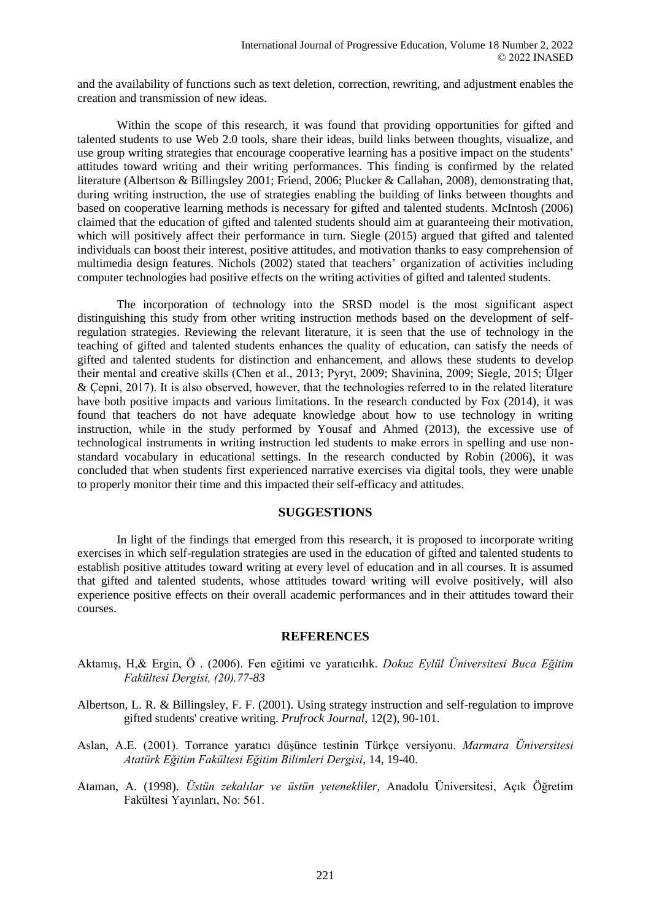and the availability of functions such as text deletion, correction, rewriting, and adjustment enables the creation and transmission of new ideas.

Within the scope of this research, it was found that providing opportunities for gifted and talented students to use Web 2.0 tools, share their ideas, build links between thoughts, visualize, and use group writing strategies that encourage cooperative learning has a positive impact on the students' attitudes toward writing and their writing performances. This finding is confirmed by the related literature (Albertson & Billingsley 2001; Friend, 2006; Plucker & Callahan, 2008), demonstrating that, during writing instruction, the use of strategies enabling the building of links between thoughts and based on cooperative learning methods is necessary for gifted and talented students. McIntosh (2006) claimed that the education of gifted and talented students should aim at guaranteeing their motivation, which will positively affect their performance in turn. Siegle (2015) argued that gifted and talented individuals can boost their interest, positive attitudes, and motivation thanks to easy comprehension of multimedia design features. Nichols (2002) stated that teachers' organization of activities including computer technologies had positive effects on the writing activities of gifted and talented students.

The incorporation of technology into the SRSD model is the most significant aspect distinguishing this study from other writing instruction methods based on the development of self-regulation strategies. Reviewing the relevant literature, it is seen that the use of technology in the teaching of gifted and talented students enhances the quality of education, can satisfy the needs of gifted and talented students for distinction and enhancement, and allows these students to develop their mental and creative skills (Chen et al., 2013; Pyryt, 2009; Shavinina, 2009; Siegle, 2015; Ülger & Çepni, 2017). It is also observed, however, that the technologies referred to in the related literature have both positive impacts and various limitations. In the research conducted by Fox (2014), it was found that teachers do not have adequate knowledge about how to use technology in writing instruction, while in the study performed by Yousaf and Ahmed (2013), the excessive use of technological instruments in writing instruction led students to make errors in spelling and use non-standard vocabulary in educational settings. In the research conducted by Robin (2006), it was concluded that when students first experienced narrative exercises via digital tools, they were unable to properly monitor their time and this impacted their self-efficacy and attitudes.

## SUGGESTIONS

In light of the findings that emerged from this research, it is proposed to incorporate writing exercises in which self-regulation strategies are used in the education of gifted and talented students to establish positive attitudes toward writing at every level of education and in all courses. It is assumed that gifted and talented students, whose attitudes toward writing will evolve positively, will also experience positive effects on their overall academic performances and in their attitudes toward their courses.

## REFERENCES

Aktamış, H,& Ergin, Ö . (2006). Fen eğitimi ve yaratıcılık. *Dokuz Eylül Üniversitesi Buca Eğitim Fakültesi Dergisi, (20).77-83*

Albertson, L. R. & Billingsley, F. F. (2001). Using strategy instruction and self-regulation to improve gifted students' creative writing. *Prufrock Journal*, 12(2), 90-101.

Aslan, A.E. (2001). Torrance yaratıcı düşünce testinin Türkçe versiyonu. *Marmara Üniversitesi Atatürk Eğitim Fakültesi Eğitim Bilimleri Dergisi*, 14, 19-40.

Ataman, A. (1998). *Üstün zekalılar ve üstün yetenekliler*, Anadolu Üniversitesi, Açık Öğretim Fakültesi Yayınları, No: 561.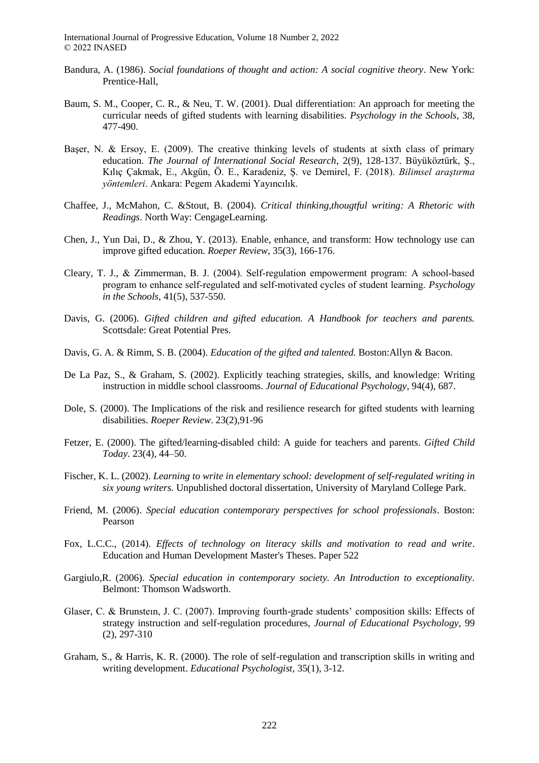Bandura, A. (1986). *Social foundations of thought and action: A social cognitive theory*. New York: Prentice-Hall,

Baum, S. M., Cooper, C. R., & Neu, T. W. (2001). Dual differentiation: An approach for meeting the curricular needs of gifted students with learning disabilities. *Psychology in the Schools,* 38, 477-490.

Başer, N. & Ersoy, E. (2009). The creative thinking levels of students at sixth class of primary education. *The Journal of International Social Research*, 2(9), 128-137. Büyüköztürk, Ş., Kılıç Çakmak, E., Akgün, Ö. E., Karadeniz, Ş. ve Demirel, F. (2018). *Bilimsel araştırma yöntemleri*. Ankara: Pegem Akademi Yayıncılık.

Chaffee, J., McMahon, C. &Stout, B. (2004). *Critical thinking,thougtful writing: A Rhetoric with Readings*. North Way: CengageLearning.

Chen, J., Yun Dai, D., & Zhou, Y. (2013). Enable, enhance, and transform: How technology use can improve gifted education. *Roeper Review*, 35(3), 166-176.

Cleary, T. J., & Zimmerman, B. J. (2004). Self-regulation empowerment program: A school-based program to enhance self-regulated and self-motivated cycles of student learning. *Psychology in the Schools*, 41(5), 537-550.

Davis, G. (2006). *Gifted children and gifted education. A Handbook for teachers and parents.* Scottsdale: Great Potential Pres.

Davis, G. A. & Rimm, S. B. (2004). *Education of the gifted and talented.* Boston:Allyn & Bacon.

De La Paz, S., & Graham, S. (2002). Explicitly teaching strategies, skills, and knowledge: Writing instruction in middle school classrooms. *Journal of Educational Psychology*, 94(4), 687.

Dole, S. (2000). The Implications of the risk and resilience research for gifted students with learning disabilities. *Roeper Review*. 23(2),91-96

Fetzer, E. (2000). The gifted/learning-disabled child: A guide for teachers and parents. *Gifted Child Today*. 23(4), 44–50.

Fischer, K. L. (2002). *Learning to write in elementary school: development of self-regulated writing in six young writers.* Unpublished doctoral dissertation, University of Maryland College Park.

Friend, M. (2006). *Special education contemporary perspectives for school professionals*. Boston: Pearson

Fox, L.C.C., (2014). *Effects of technology on literacy skills and motivation to read and write*. Education and Human Development Master's Theses. Paper 522

Gargiulo,R. (2006). *Special education in contemporary society. An Introduction to exceptionality*. Belmont: Thomson Wadsworth.

Glaser, C. & Brunsteın, J. C. (2007). Improving fourth-grade students' composition skills: Effects of strategy instruction and self-regulation procedures, *Journal of Educational Psychology*, 99 (2), 297-310

Graham, S., & Harris, K. R. (2000). The role of self-regulation and transcription skills in writing and writing development. *Educational Psychologist*, 35(1), 3-12.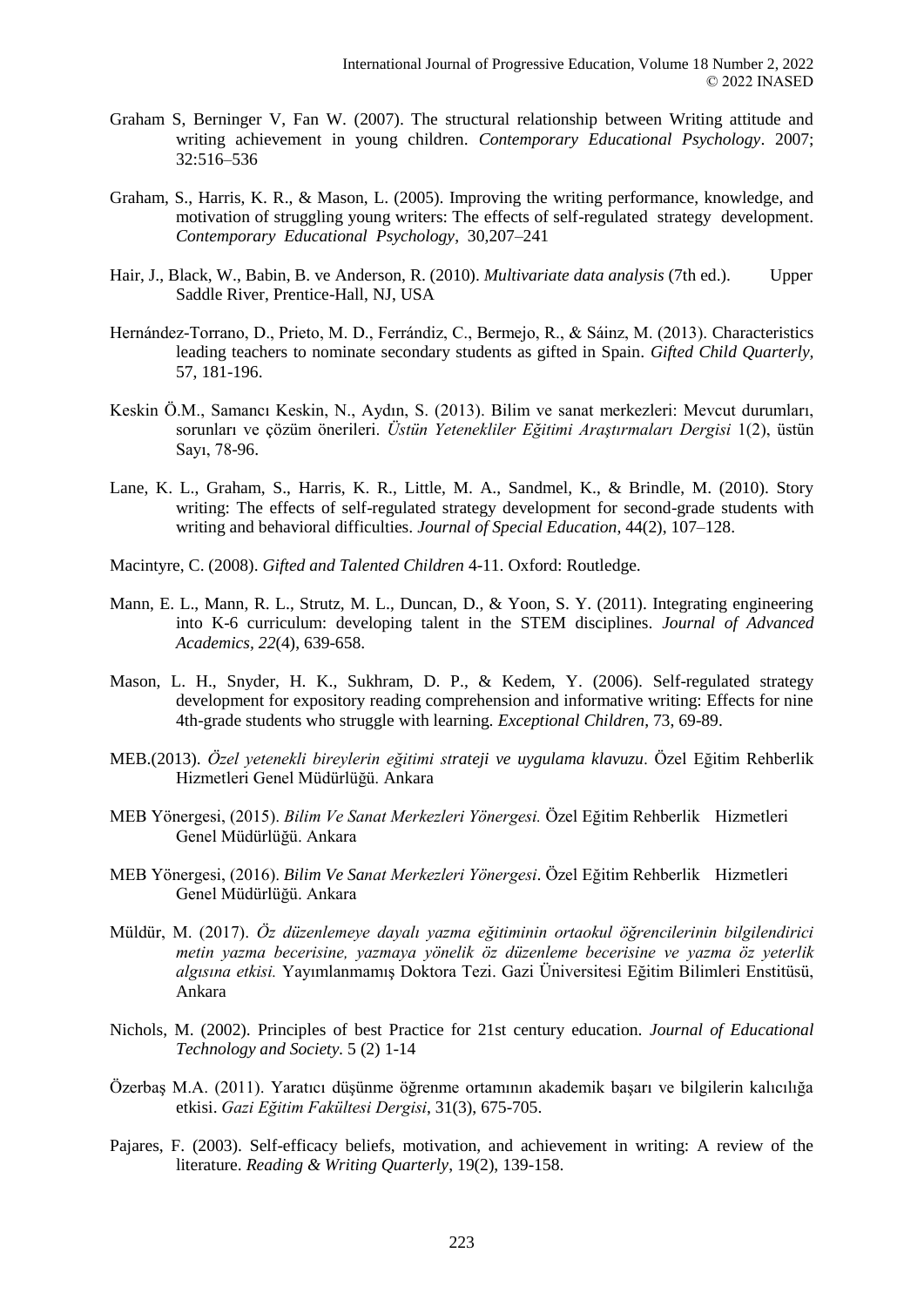Graham S, Berninger V, Fan W. (2007). The structural relationship between Writing attitude and writing achievement in young children. *Contemporary Educational Psychology*. 2007; 32:516–536

Graham, S., Harris, K. R., & Mason, L. (2005). Improving the writing performance, knowledge, and motivation of struggling young writers: The effects of self-regulated strategy development. *Contemporary Educational Psychology*, 30,207–241

Hair, J., Black, W., Babin, B. ve Anderson, R. (2010). *Multivariate data analysis* (7th ed.). Upper Saddle River, Prentice-Hall, NJ, USA

Hernández-Torrano, D., Prieto, M. D., Ferrándiz, C., Bermejo, R., & Sáinz, M. (2013). Characteristics leading teachers to nominate secondary students as gifted in Spain. *Gifted Child Quarterly,* 57, 181-196.

Keskin Ö.M., Samancı Keskin, N., Aydın, S. (2013). Bilim ve sanat merkezleri: Mevcut durumları, sorunları ve çözüm önerileri. *Üstün Yetenekliler Eğitimi Araştırmaları Dergisi* 1(2), üstün Sayı, 78-96.

Lane, K. L., Graham, S., Harris, K. R., Little, M. A., Sandmel, K., & Brindle, M. (2010). Story writing: The effects of self-regulated strategy development for second-grade students with writing and behavioral difficulties. *Journal of Special Education*, 44(2), 107–128.

Macintyre, C. (2008). *Gifted and Talented Children* 4-11. Oxford: Routledge.

Mann, E. L., Mann, R. L., Strutz, M. L., Duncan, D., & Yoon, S. Y. (2011). Integrating engineering into K-6 curriculum: developing talent in the STEM disciplines. *Journal of Advanced Academics, 22*(4), 639-658.

Mason, L. H., Snyder, H. K., Sukhram, D. P., & Kedem, Y. (2006). Self-regulated strategy development for expository reading comprehension and informative writing: Effects for nine 4th-grade students who struggle with learning. *Exceptional Children,* 73, 69-89.

MEB.(2013). *Özel yetenekli bireylerin eğitimi strateji ve uygulama klavuzu*. Özel Eğitim Rehberlik Hizmetleri Genel Müdürlüğü. Ankara

MEB Yönergesi, (2015). *Bilim Ve Sanat Merkezleri Yönergesi.* Özel Eğitim Rehberlik Hizmetleri Genel Müdürlüğü. Ankara

MEB Yönergesi, (2016). *Bilim Ve Sanat Merkezleri Yönergesi*. Özel Eğitim Rehberlik Hizmetleri Genel Müdürlüğü. Ankara

Müldür, M. (2017). *Öz düzenlemeye dayalı yazma eğitiminin ortaokul öğrencilerinin bilgilendirici metin yazma becerisine, yazmaya yönelik öz düzenleme becerisine ve yazma öz yeterlik algısına etkisi.* Yayımlanmamış Doktora Tezi. Gazi Üniversitesi Eğitim Bilimleri Enstitüsü, Ankara

Nichols, M. (2002). Principles of best Practice for 21st century education. *Journal of Educational Technology and Society.* 5 (2) 1-14

Özerbaş M.A. (2011). Yaratıcı düşünme öğrenme ortamının akademik başarı ve bilgilerin kalıcılığa etkisi. *Gazi Eğitim Fakültesi Dergisi*, 31(3), 675-705.

Pajares, F. (2003). Self-efficacy beliefs, motivation, and achievement in writing: A review of the literature. *Reading & Writing Quarterly*, 19(2), 139-158.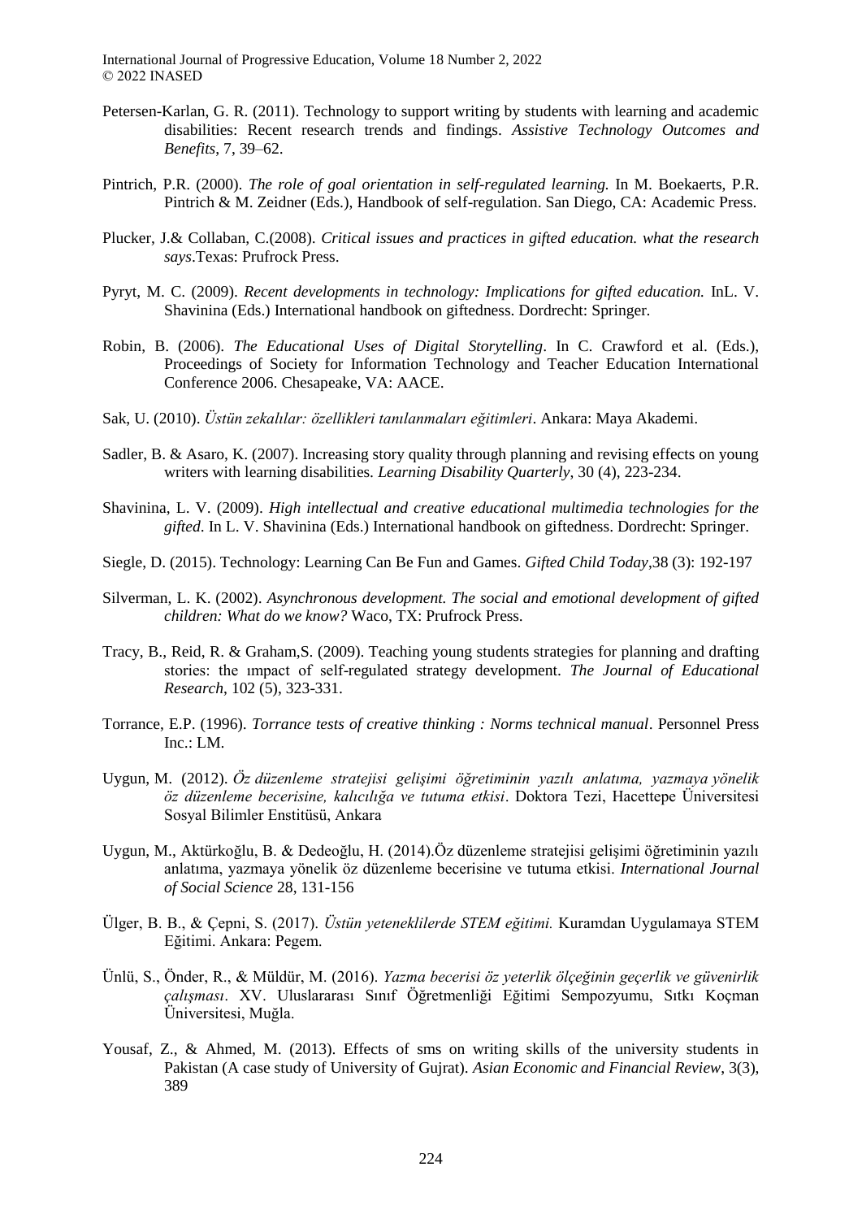Petersen-Karlan, G. R. (2011). Technology to support writing by students with learning and academic disabilities: Recent research trends and findings. *Assistive Technology Outcomes and Benefits*, 7, 39–62.

Pintrich, P.R. (2000). *The role of goal orientation in self-regulated learning.* In M. Boekaerts, P.R. Pintrich & M. Zeidner (Eds.), Handbook of self-regulation. San Diego, CA: Academic Press.

Plucker, J.& Collaban, C.(2008). *Critical issues and practices in gifted education. what the research says*.Texas: Prufrock Press.

Pyryt, M. C. (2009). *Recent developments in technology: Implications for gifted education.* InL. V. Shavinina (Eds.) International handbook on giftedness. Dordrecht: Springer.

Robin, B. (2006). *The Educational Uses of Digital Storytelling*. In C. Crawford et al. (Eds.), Proceedings of Society for Information Technology and Teacher Education International Conference 2006. Chesapeake, VA: AACE.

Sak, U. (2010). *Üstün zekalılar: özellikleri tanılanmaları eğitimleri*. Ankara: Maya Akademi.

Sadler, B. & Asaro, K. (2007). Increasing story quality through planning and revising effects on young writers with learning disabilities. *Learning Disability Quarterly*, 30 (4), 223-234.

Shavinina, L. V. (2009). *High intellectual and creative educational multimedia technologies for the gifted*. In L. V. Shavinina (Eds.) International handbook on giftedness. Dordrecht: Springer.

Siegle, D. (2015). Technology: Learning Can Be Fun and Games. *Gifted Child Today*,38 (3): 192-197

Silverman, L. K. (2002). *Asynchronous development. The social and emotional development of gifted children: What do we know?* Waco, TX: Prufrock Press.

Tracy, B., Reid, R. & Graham,S. (2009). Teaching young students strategies for planning and drafting stories: the ımpact of self-regulated strategy development. *The Journal of Educational Research*, 102 (5), 323-331.

Torrance, E.P. (1996). *Torrance tests of creative thinking : Norms technical manual*. Personnel Press Inc.: LM.

Uygun, M. (2012). *Öz düzenleme stratejisi gelişimi öğretiminin yazılı anlatıma, yazmaya yönelik öz düzenleme becerisine, kalıcılığa ve tutuma etkisi*. Doktora Tezi, Hacettepe Üniversitesi Sosyal Bilimler Enstitüsü, Ankara

Uygun, M., Aktürkoğlu, B. & Dedeoğlu, H. (2014).Öz düzenleme stratejisi gelişimi öğretiminin yazılı anlatıma, yazmaya yönelik öz düzenleme becerisine ve tutuma etkisi. *International Journal of Social Science* 28, 131-156

Ülger, B. B., & Çepni, S. (2017). *Üstün yeteneklilerde STEM eğitimi.* Kuramdan Uygulamaya STEM Eğitimi. Ankara: Pegem.

Ünlü, S., Önder, R., & Müldür, M. (2016). *Yazma becerisi öz yeterlik ölçeğinin geçerlik ve güvenirlik çalışması*. XV. Uluslararası Sınıf Öğretmenliği Eğitimi Sempozyumu, Sıtkı Koçman Üniversitesi, Muğla.

Yousaf, Z., & Ahmed, M. (2013). Effects of sms on writing skills of the university students in Pakistan (A case study of University of Gujrat). *Asian Economic and Financial Review*, 3(3), 389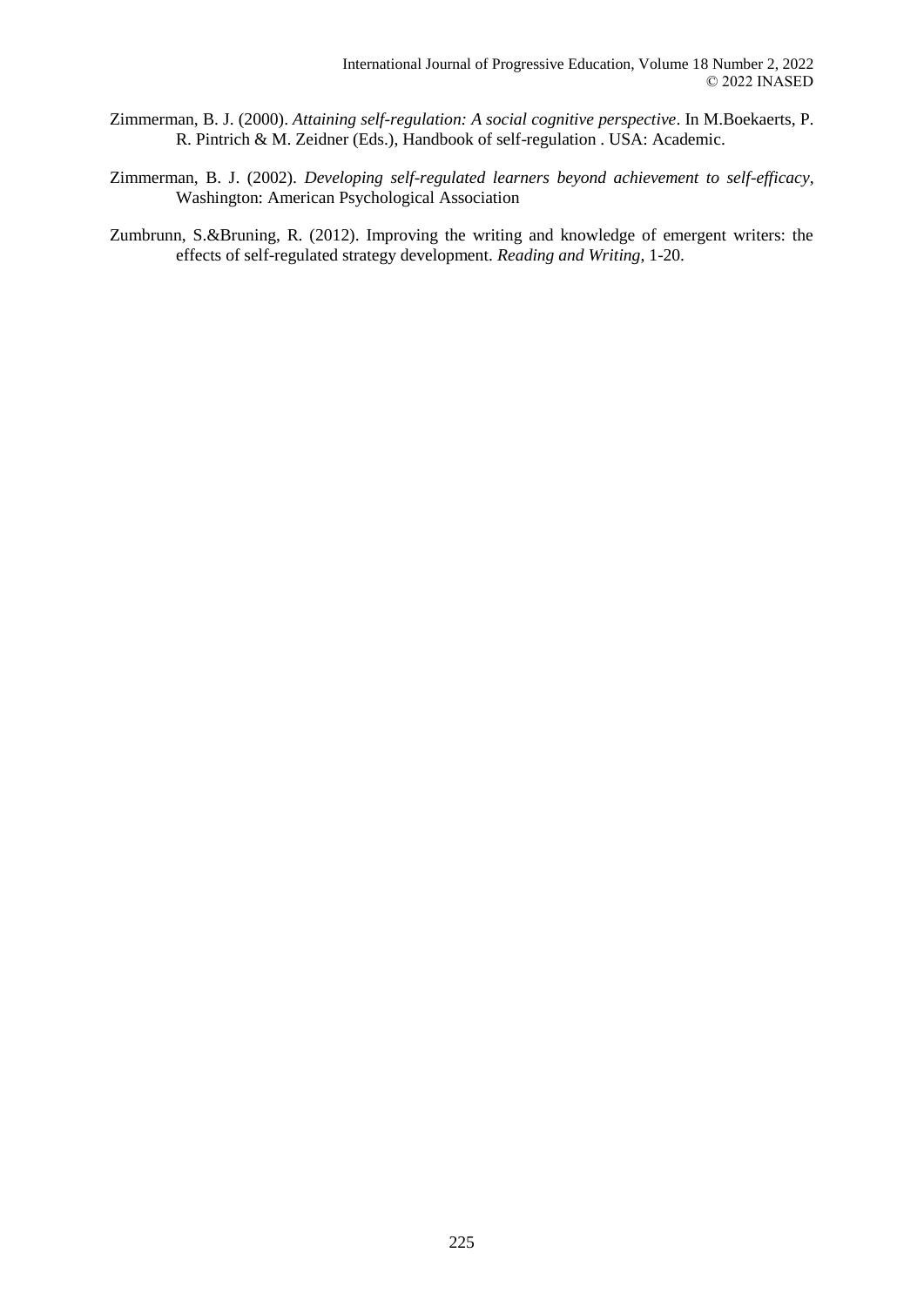Zimmerman, B. J. (2000). *Attaining self-regulation: A social cognitive perspective*. In M.Boekaerts, P. R. Pintrich & M. Zeidner (Eds.), Handbook of self-regulation . USA: Academic.

Zimmerman, B. J. (2002). *Developing self-regulated learners beyond achievement to self-efficacy*, Washington: American Psychological Association

Zumbrunn, S.&Bruning, R. (2012). Improving the writing and knowledge of emergent writers: the effects of self-regulated strategy development. *Reading and Writing*, 1-20.